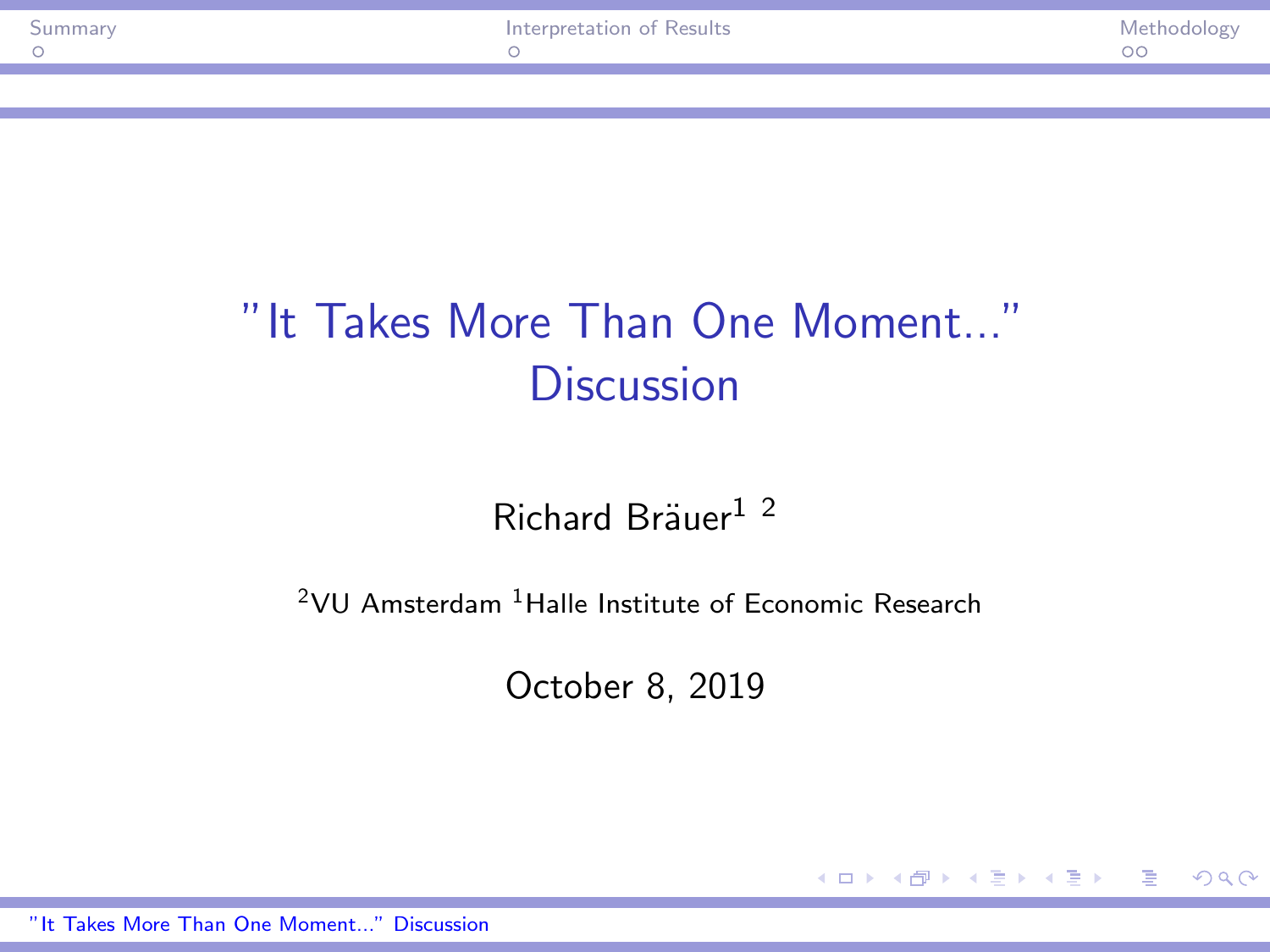# "It Takes More Than One Moment..." Discussion

Richard Bräuer[1] [2]

[2]VU Amsterdam [1]Halle Institute of Economic Research

October 8, 2019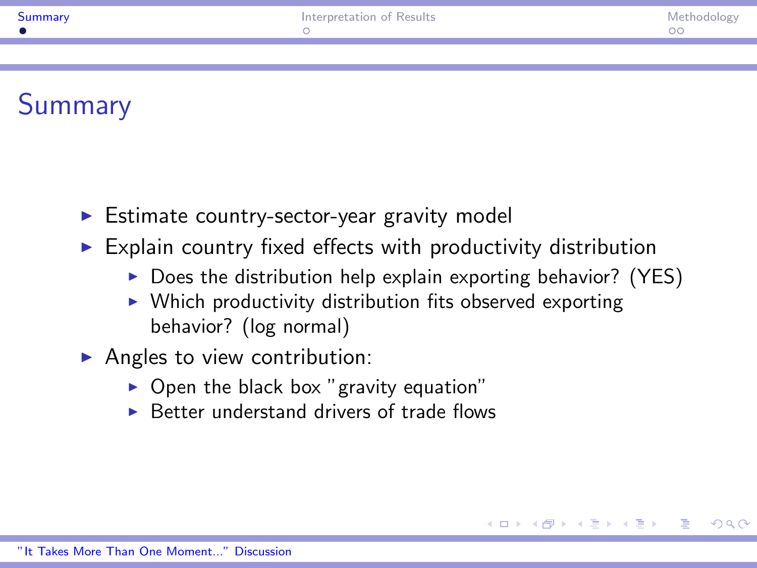# Summary

- Estimate country-sector-year gravity model
- Explain country fixed effects with productivity distribution
  - Does the distribution help explain exporting behavior? (YES)
  - Which productivity distribution fits observed exporting behavior? (log normal)
- Angles to view contribution:
  - Open the black box "gravity equation"
  - Better understand drivers of trade flows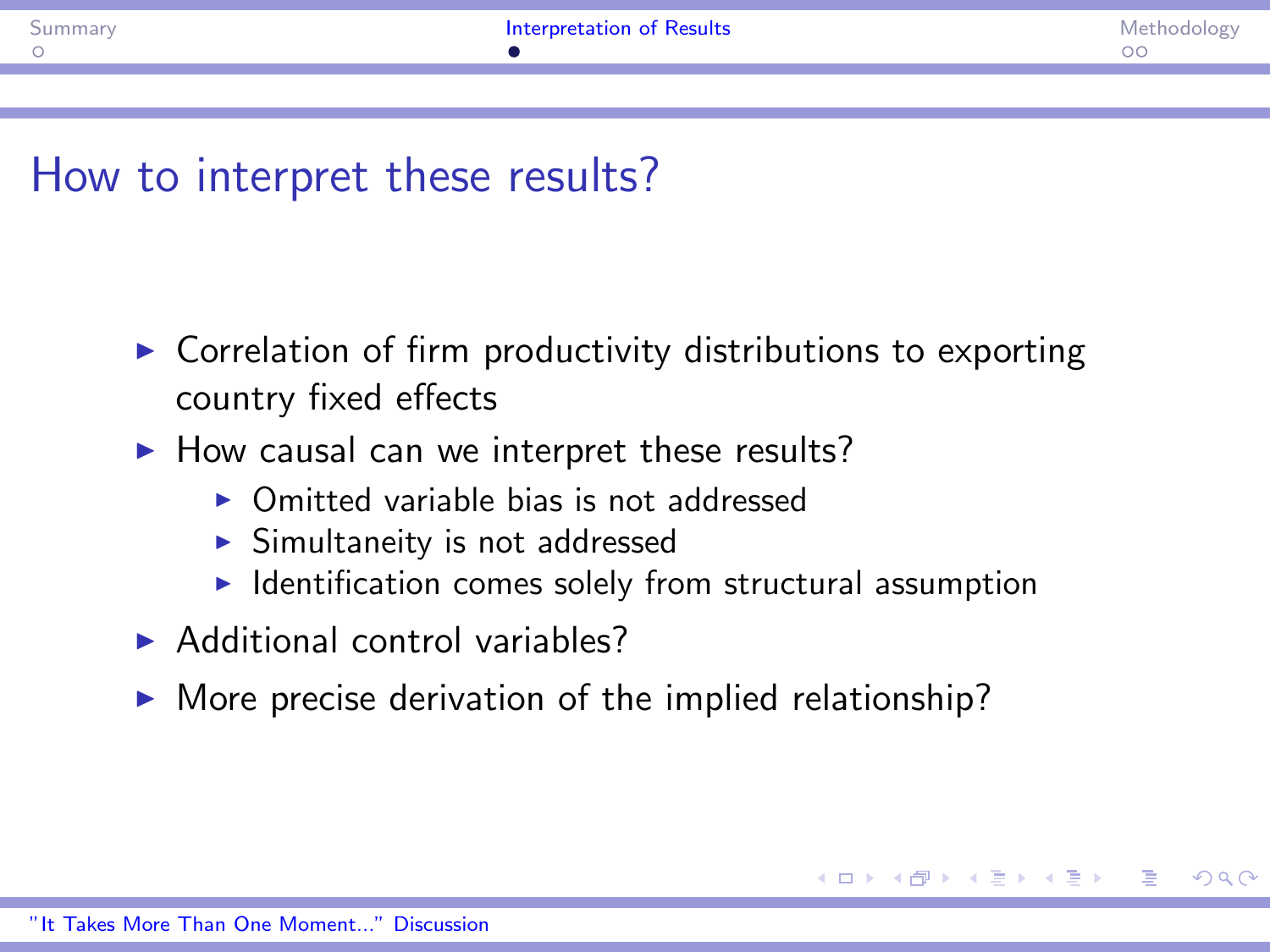# How to interpret these results?

- Correlation of firm productivity distributions to exporting country fixed effects
- How causal can we interpret these results?
  - Omitted variable bias is not addressed
  - Simultaneity is not addressed
  - Identification comes solely from structural assumption
- Additional control variables?
- More precise derivation of the implied relationship?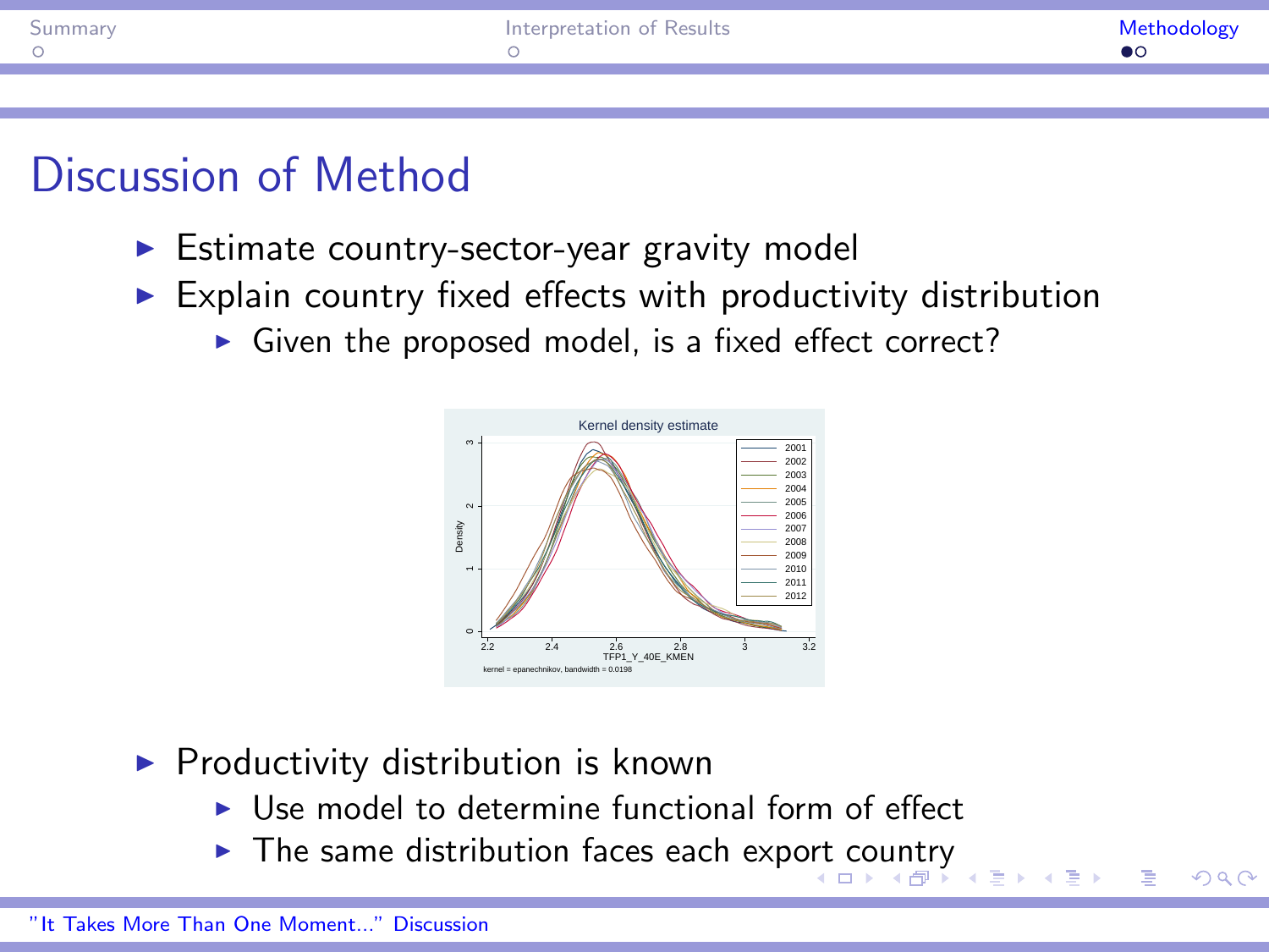# Discussion of Method

- Estimate country-sector-year gravity model
- Explain country fixed effects with productivity distribution
  - Given the proposed model, is a fixed effect correct?

- Productivity distribution is known
  - Use model to determine functional form of effect
  - The same distribution faces each export country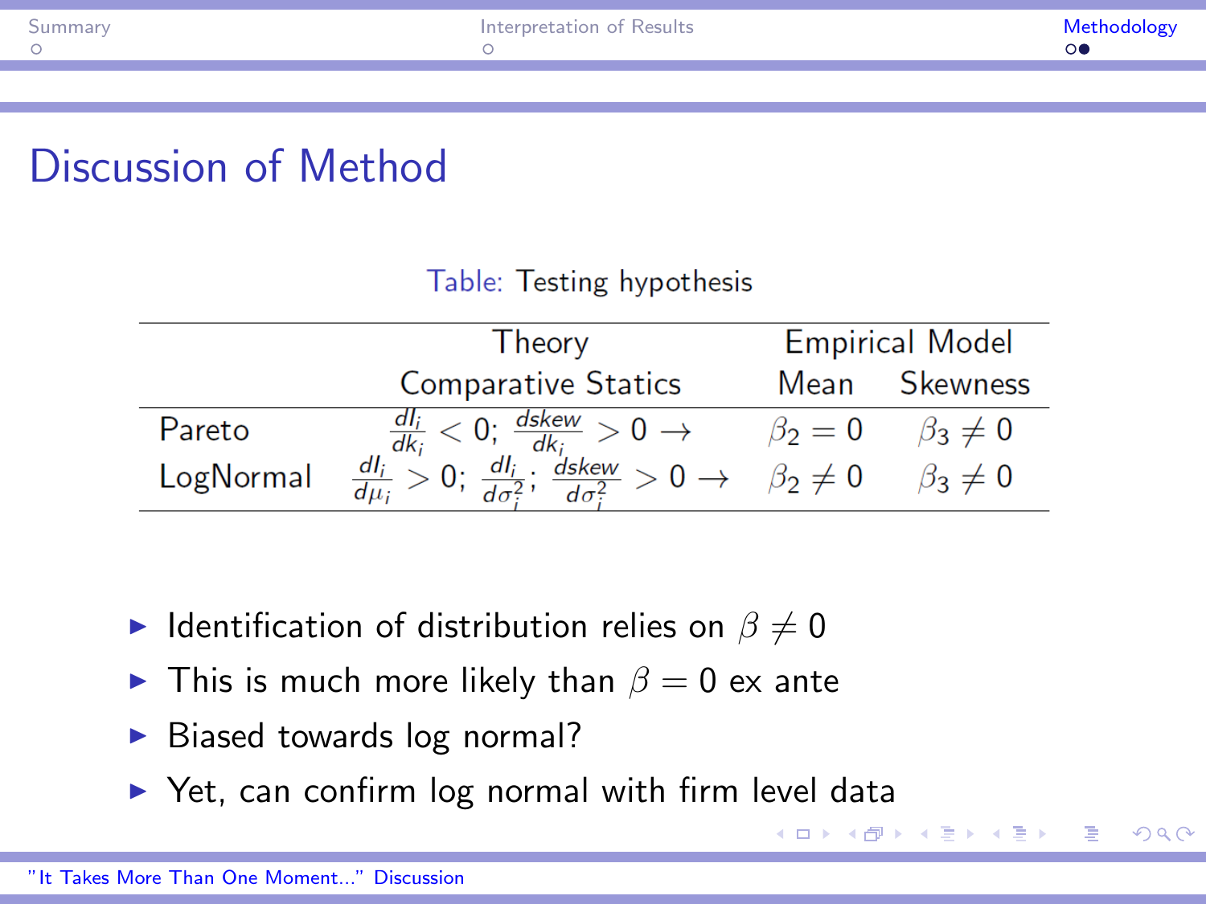## Discussion of Method

Table: Testing hypothesis

| | Theory | Empirical Model | |
|---|---|---|---|
| | Comparative Statics | Mean | Skewness |
| Pareto | $\frac{dl_i}{dk_i} < 0$; $\frac{dskew}{dk_i} > 0 \rightarrow$ | $\beta_2 = 0$ | $\beta_3 \neq 0$ |
| LogNormal | $\frac{dl_i}{d\mu_i} > 0$; $\frac{dl_i}{d\sigma_i^2}$; $\frac{dskew}{d\sigma_i^2} > 0 \rightarrow$ | $\beta_2 \neq 0$ | $\beta_3 \neq 0$ |

- Identification of distribution relies on $\beta \neq 0$
- This is much more likely than $\beta = 0$ ex ante
- Biased towards log normal?
- Yet, can confirm log normal with firm level data